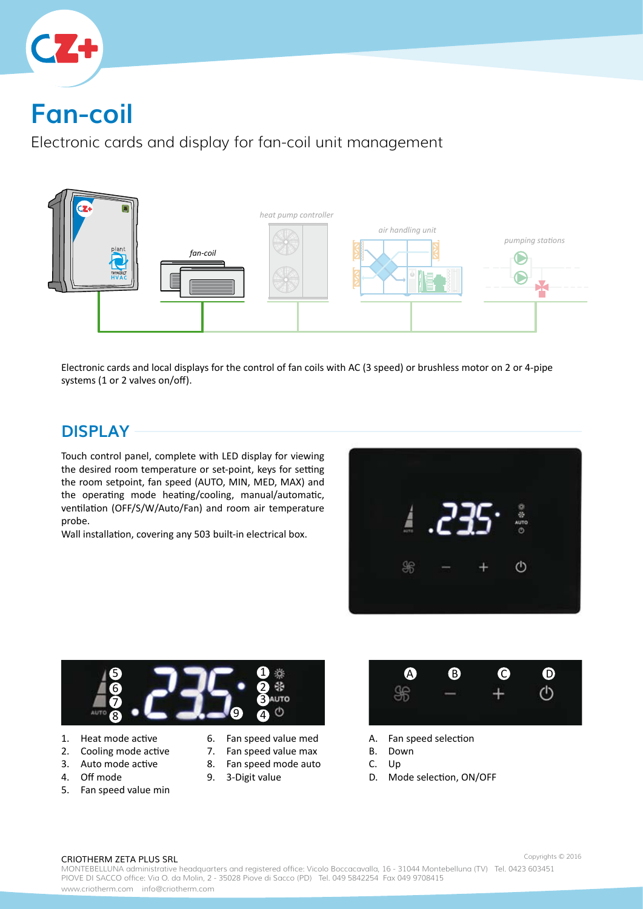# Fan-coil

Electronic cards and display for fan-coil unit management

Electronic cards and local displays for the control of fan coils with AC (3 speed) or brushless motor on 2 or 4-pipe systems (1 or 2 valves on/off).

## DISPLAY

Touch control panel, complete with LED display for viewing the desired room temperature or set-point, keys for setting the room setpoint, fan speed (AUTO, MIN, MED, MAX) and the operating mode heating/cooling, manual/automatic, ventilation (OFF/S/W/Auto/Fan) and room air temperature probe.

Wall installation, covering any 503 built-in electrical box.

1. Heat mode active
2. Cooling mode active
3. Auto mode active
4. Off mode
5. Fan speed value min
6. Fan speed value med
7. Fan speed value max
8. Fan speed mode auto
9. 3-Digit value

A. Fan speed selection
B. Down
C. Up
D. Mode selection, ON/OFF

CRIOTHERM ZETA PLUS SRL

MONTEBELLUNA administrative headquarters and registered office: Vicolo Boccacavalla, 16 - 31044 Montebelluna (TV) Tel. 0423 603451
PIOVE DI SACCO office: Via O. da Molin, 2 - 35028 Piove di Sacco (PD) Tel. 049 5842254 Fax 049 9708415
www.criotherm.com info@criotherm.com

Copyrights © 2016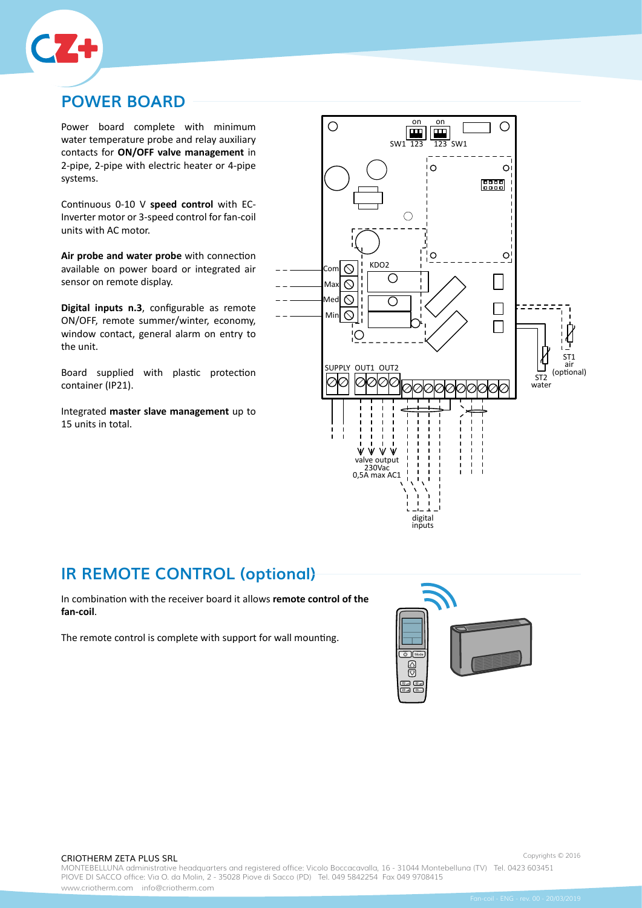## POWER BOARD

Power board complete with minimum water temperature probe and relay auxiliary contacts for **ON/OFF valve management** in 2-pipe, 2-pipe with electric heater or 4-pipe systems.

Continuous 0-10 V **speed control** with EC-Inverter motor or 3-speed control for fan-coil units with AC motor.

**Air probe and water probe** with connection available on power board or integrated air sensor on remote display.

**Digital inputs n.3**, configurable as remote ON/OFF, remote summer/winter, economy, window contact, general alarm on entry to the unit.

Board supplied with plastic protection container (IP21).

Integrated **master slave management** up to 15 units in total.

on
SW1 123
on
123 SW1
KDO2
Com
Max
Med
Min
SUPPLY OUT1 OUT2
ST1
air
(optional)
ST2
water
valve output
230Vac
0,5A max AC1
digital
inputs

## IR REMOTE CONTROL (optional)

In combination with the receiver board it allows **remote control of the fan-coil**.

The remote control is complete with support for wall mounting.